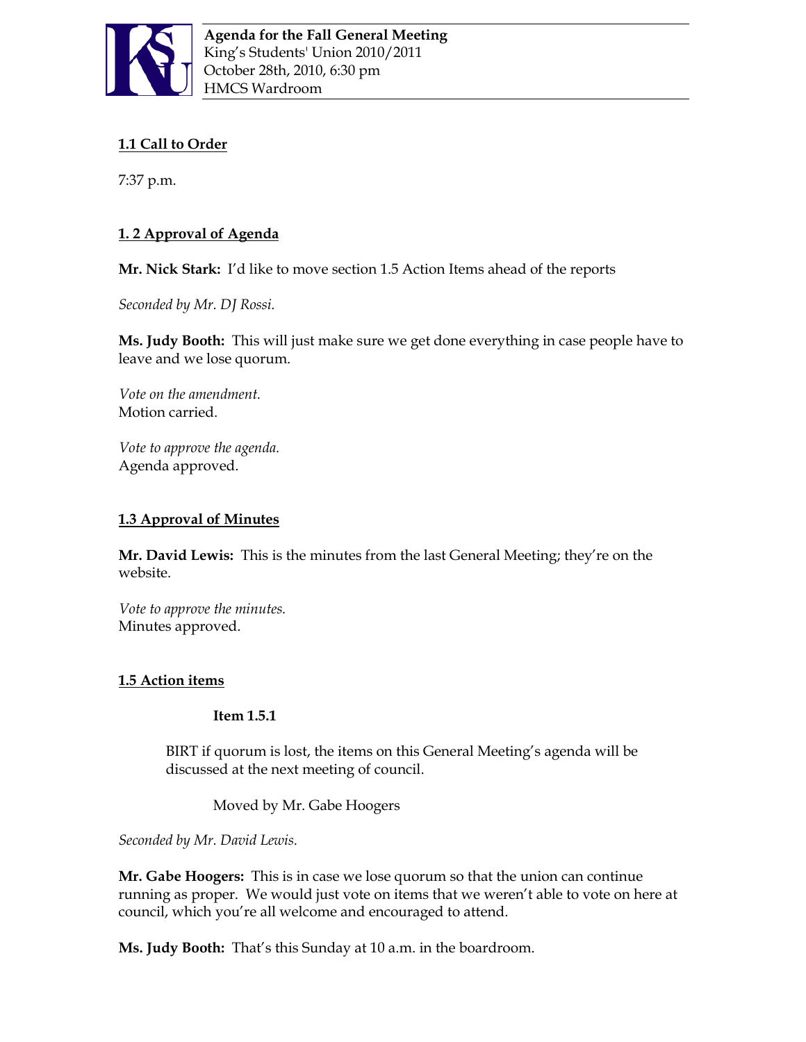**Agenda for the Fall General Meeting**
King's Students' Union 2010/2011
October 28th, 2010, 6:30 pm
HMCS Wardroom

## 1.1 Call to Order

7:37 p.m.

## 1. 2 Approval of Agenda

**Mr. Nick Stark:** I'd like to move section 1.5 Action Items ahead of the reports

*Seconded by Mr. DJ Rossi.*

**Ms. Judy Booth:** This will just make sure we get done everything in case people have to leave and we lose quorum.

*Vote on the amendment.*
Motion carried.

*Vote to approve the agenda.*
Agenda approved.

## 1.3 Approval of Minutes

**Mr. David Lewis:** This is the minutes from the last General Meeting; they're on the website.

*Vote to approve the minutes.*
Minutes approved.

## 1.5 Action items

**Item 1.5.1**

BIRT if quorum is lost, the items on this General Meeting's agenda will be discussed at the next meeting of council.

Moved by Mr. Gabe Hoogers

*Seconded by Mr. David Lewis.*

**Mr. Gabe Hoogers:** This is in case we lose quorum so that the union can continue running as proper. We would just vote on items that we weren't able to vote on here at council, which you're all welcome and encouraged to attend.

**Ms. Judy Booth:** That's this Sunday at 10 a.m. in the boardroom.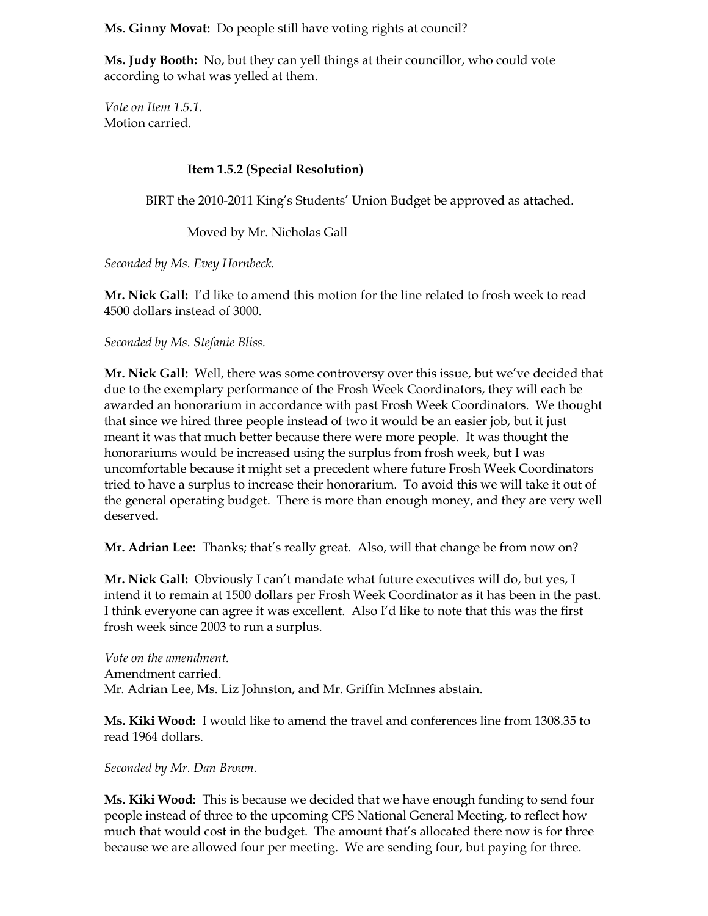**Ms. Ginny Movat:** Do people still have voting rights at council?

**Ms. Judy Booth:** No, but they can yell things at their councillor, who could vote according to what was yelled at them.

*Vote on Item 1.5.1.*
Motion carried.

**Item 1.5.2 (Special Resolution)**

BIRT the 2010-2011 King's Students' Union Budget be approved as attached.

Moved by Mr. Nicholas Gall

*Seconded by Ms. Evey Hornbeck.*

**Mr. Nick Gall:** I'd like to amend this motion for the line related to frosh week to read 4500 dollars instead of 3000.

*Seconded by Ms. Stefanie Bliss.*

**Mr. Nick Gall:** Well, there was some controversy over this issue, but we've decided that due to the exemplary performance of the Frosh Week Coordinators, they will each be awarded an honorarium in accordance with past Frosh Week Coordinators. We thought that since we hired three people instead of two it would be an easier job, but it just meant it was that much better because there were more people. It was thought the honorariums would be increased using the surplus from frosh week, but I was uncomfortable because it might set a precedent where future Frosh Week Coordinators tried to have a surplus to increase their honorarium. To avoid this we will take it out of the general operating budget. There is more than enough money, and they are very well deserved.

**Mr. Adrian Lee:** Thanks; that's really great. Also, will that change be from now on?

**Mr. Nick Gall:** Obviously I can't mandate what future executives will do, but yes, I intend it to remain at 1500 dollars per Frosh Week Coordinator as it has been in the past. I think everyone can agree it was excellent. Also I'd like to note that this was the first frosh week since 2003 to run a surplus.

*Vote on the amendment.*
Amendment carried.
Mr. Adrian Lee, Ms. Liz Johnston, and Mr. Griffin McInnes abstain.

**Ms. Kiki Wood:** I would like to amend the travel and conferences line from 1308.35 to read 1964 dollars.

*Seconded by Mr. Dan Brown.*

**Ms. Kiki Wood:** This is because we decided that we have enough funding to send four people instead of three to the upcoming CFS National General Meeting, to reflect how much that would cost in the budget. The amount that's allocated there now is for three because we are allowed four per meeting. We are sending four, but paying for three.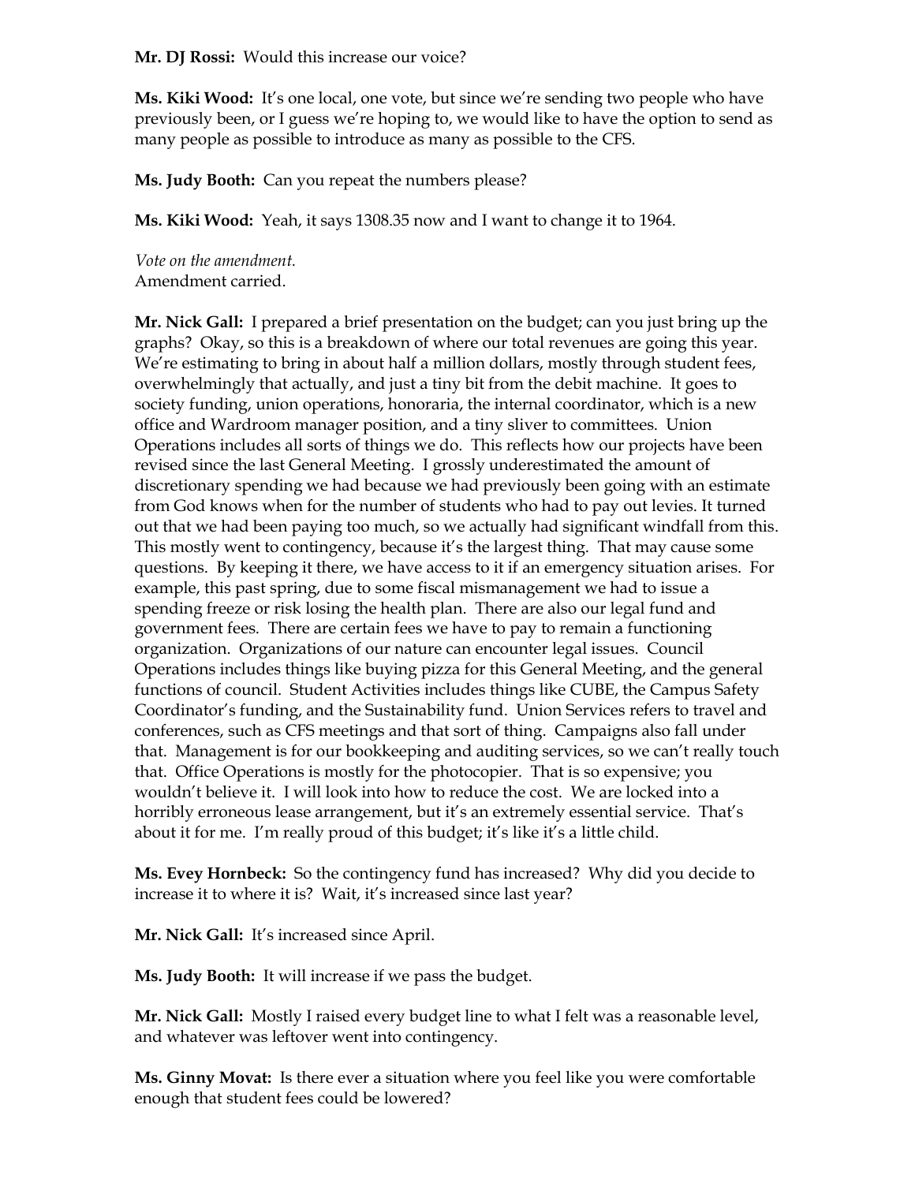**Mr. DJ Rossi:** Would this increase our voice?

**Ms. Kiki Wood:** It's one local, one vote, but since we're sending two people who have previously been, or I guess we're hoping to, we would like to have the option to send as many people as possible to introduce as many as possible to the CFS.

**Ms. Judy Booth:** Can you repeat the numbers please?

**Ms. Kiki Wood:** Yeah, it says 1308.35 now and I want to change it to 1964.

*Vote on the amendment.*
Amendment carried.

**Mr. Nick Gall:** I prepared a brief presentation on the budget; can you just bring up the graphs? Okay, so this is a breakdown of where our total revenues are going this year. We're estimating to bring in about half a million dollars, mostly through student fees, overwhelmingly that actually, and just a tiny bit from the debit machine. It goes to society funding, union operations, honoraria, the internal coordinator, which is a new office and Wardroom manager position, and a tiny sliver to committees. Union Operations includes all sorts of things we do. This reflects how our projects have been revised since the last General Meeting. I grossly underestimated the amount of discretionary spending we had because we had previously been going with an estimate from God knows when for the number of students who had to pay out levies. It turned out that we had been paying too much, so we actually had significant windfall from this. This mostly went to contingency, because it's the largest thing. That may cause some questions. By keeping it there, we have access to it if an emergency situation arises. For example, this past spring, due to some fiscal mismanagement we had to issue a spending freeze or risk losing the health plan. There are also our legal fund and government fees. There are certain fees we have to pay to remain a functioning organization. Organizations of our nature can encounter legal issues. Council Operations includes things like buying pizza for this General Meeting, and the general functions of council. Student Activities includes things like CUBE, the Campus Safety Coordinator's funding, and the Sustainability fund. Union Services refers to travel and conferences, such as CFS meetings and that sort of thing. Campaigns also fall under that. Management is for our bookkeeping and auditing services, so we can't really touch that. Office Operations is mostly for the photocopier. That is so expensive; you wouldn't believe it. I will look into how to reduce the cost. We are locked into a horribly erroneous lease arrangement, but it's an extremely essential service. That's about it for me. I'm really proud of this budget; it's like it's a little child.

**Ms. Evey Hornbeck:** So the contingency fund has increased? Why did you decide to increase it to where it is? Wait, it's increased since last year?

**Mr. Nick Gall:** It's increased since April.

**Ms. Judy Booth:** It will increase if we pass the budget.

**Mr. Nick Gall:** Mostly I raised every budget line to what I felt was a reasonable level, and whatever was leftover went into contingency.

**Ms. Ginny Movat:** Is there ever a situation where you feel like you were comfortable enough that student fees could be lowered?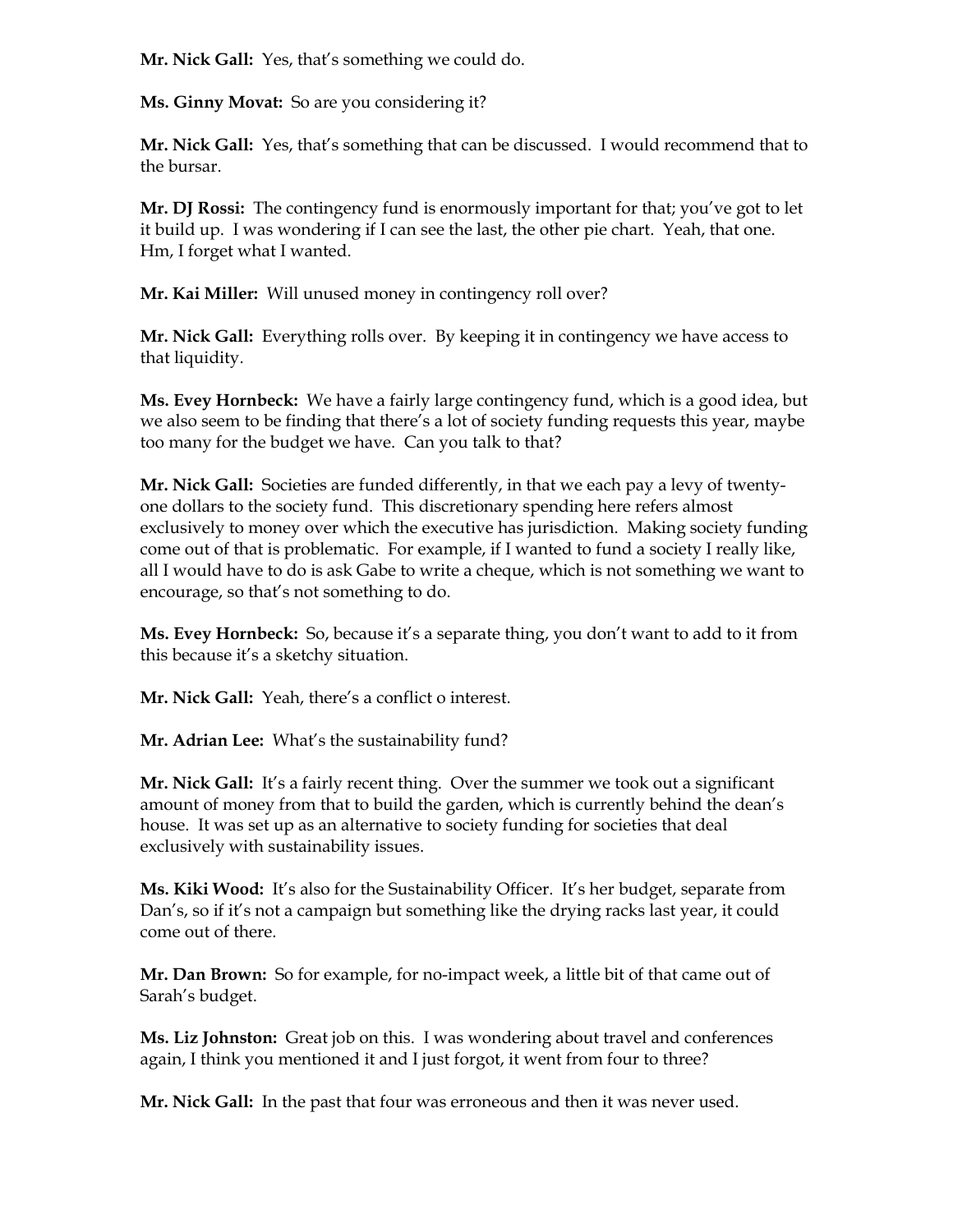**Mr. Nick Gall:** Yes, that's something we could do.

**Ms. Ginny Movat:** So are you considering it?

**Mr. Nick Gall:** Yes, that's something that can be discussed. I would recommend that to the bursar.

**Mr. DJ Rossi:** The contingency fund is enormously important for that; you've got to let it build up. I was wondering if I can see the last, the other pie chart. Yeah, that one. Hm, I forget what I wanted.

**Mr. Kai Miller:** Will unused money in contingency roll over?

**Mr. Nick Gall:** Everything rolls over. By keeping it in contingency we have access to that liquidity.

**Ms. Evey Hornbeck:** We have a fairly large contingency fund, which is a good idea, but we also seem to be finding that there's a lot of society funding requests this year, maybe too many for the budget we have. Can you talk to that?

**Mr. Nick Gall:** Societies are funded differently, in that we each pay a levy of twenty-one dollars to the society fund. This discretionary spending here refers almost exclusively to money over which the executive has jurisdiction. Making society funding come out of that is problematic. For example, if I wanted to fund a society I really like, all I would have to do is ask Gabe to write a cheque, which is not something we want to encourage, so that's not something to do.

**Ms. Evey Hornbeck:** So, because it's a separate thing, you don't want to add to it from this because it's a sketchy situation.

**Mr. Nick Gall:** Yeah, there's a conflict o interest.

**Mr. Adrian Lee:** What's the sustainability fund?

**Mr. Nick Gall:** It's a fairly recent thing. Over the summer we took out a significant amount of money from that to build the garden, which is currently behind the dean's house. It was set up as an alternative to society funding for societies that deal exclusively with sustainability issues.

**Ms. Kiki Wood:** It's also for the Sustainability Officer. It's her budget, separate from Dan's, so if it's not a campaign but something like the drying racks last year, it could come out of there.

**Mr. Dan Brown:** So for example, for no-impact week, a little bit of that came out of Sarah's budget.

**Ms. Liz Johnston:** Great job on this. I was wondering about travel and conferences again, I think you mentioned it and I just forgot, it went from four to three?

**Mr. Nick Gall:** In the past that four was erroneous and then it was never used.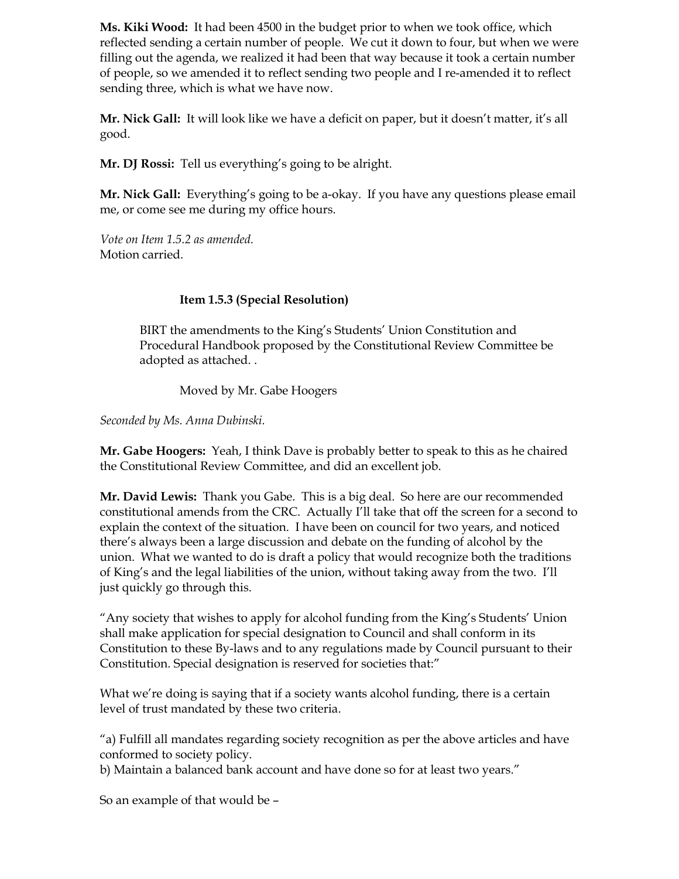**Ms. Kiki Wood:** It had been 4500 in the budget prior to when we took office, which reflected sending a certain number of people. We cut it down to four, but when we were filling out the agenda, we realized it had been that way because it took a certain number of people, so we amended it to reflect sending two people and I re-amended it to reflect sending three, which is what we have now.

**Mr. Nick Gall:** It will look like we have a deficit on paper, but it doesn't matter, it's all good.

**Mr. DJ Rossi:** Tell us everything's going to be alright.

**Mr. Nick Gall:** Everything's going to be a-okay. If you have any questions please email me, or come see me during my office hours.

*Vote on Item 1.5.2 as amended.*
Motion carried.

**Item 1.5.3 (Special Resolution)**

> BIRT the amendments to the King's Students' Union Constitution and Procedural Handbook proposed by the Constitutional Review Committee be adopted as attached. .
>
> Moved by Mr. Gabe Hoogers

*Seconded by Ms. Anna Dubinski.*

**Mr. Gabe Hoogers:** Yeah, I think Dave is probably better to speak to this as he chaired the Constitutional Review Committee, and did an excellent job.

**Mr. David Lewis:** Thank you Gabe. This is a big deal. So here are our recommended constitutional amends from the CRC. Actually I'll take that off the screen for a second to explain the context of the situation. I have been on council for two years, and noticed there's always been a large discussion and debate on the funding of alcohol by the union. What we wanted to do is draft a policy that would recognize both the traditions of King's and the legal liabilities of the union, without taking away from the two. I'll just quickly go through this.

"Any society that wishes to apply for alcohol funding from the King's Students' Union shall make application for special designation to Council and shall conform in its Constitution to these By-laws and to any regulations made by Council pursuant to their Constitution. Special designation is reserved for societies that:"

What we're doing is saying that if a society wants alcohol funding, there is a certain level of trust mandated by these two criteria.

"a) Fulfill all mandates regarding society recognition as per the above articles and have conformed to society policy.
b) Maintain a balanced bank account and have done so for at least two years."

So an example of that would be –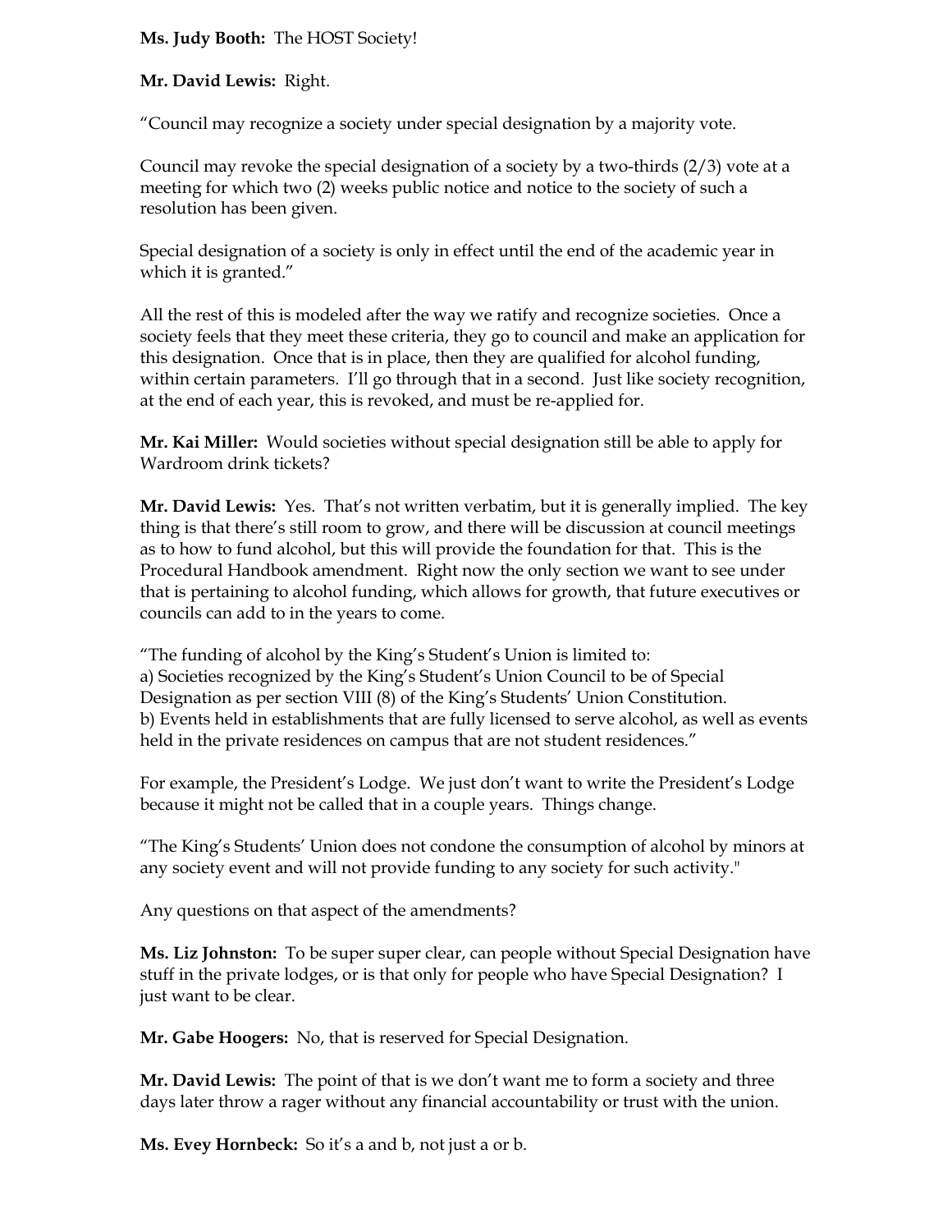**Ms. Judy Booth:** The HOST Society!

**Mr. David Lewis:** Right.

"Council may recognize a society under special designation by a majority vote.

Council may revoke the special designation of a society by a two-thirds (2/3) vote at a meeting for which two (2) weeks public notice and notice to the society of such a resolution has been given.

Special designation of a society is only in effect until the end of the academic year in which it is granted."

All the rest of this is modeled after the way we ratify and recognize societies. Once a society feels that they meet these criteria, they go to council and make an application for this designation. Once that is in place, then they are qualified for alcohol funding, within certain parameters. I'll go through that in a second. Just like society recognition, at the end of each year, this is revoked, and must be re-applied for.

**Mr. Kai Miller:** Would societies without special designation still be able to apply for Wardroom drink tickets?

**Mr. David Lewis:** Yes. That's not written verbatim, but it is generally implied. The key thing is that there's still room to grow, and there will be discussion at council meetings as to how to fund alcohol, but this will provide the foundation for that. This is the Procedural Handbook amendment. Right now the only section we want to see under that is pertaining to alcohol funding, which allows for growth, that future executives or councils can add to in the years to come.

"The funding of alcohol by the King's Student's Union is limited to:
a) Societies recognized by the King's Student's Union Council to be of Special Designation as per section VIII (8) of the King's Students' Union Constitution.
b) Events held in establishments that are fully licensed to serve alcohol, as well as events held in the private residences on campus that are not student residences."

For example, the President's Lodge. We just don't want to write the President's Lodge because it might not be called that in a couple years. Things change.

"The King's Students' Union does not condone the consumption of alcohol by minors at any society event and will not provide funding to any society for such activity."

Any questions on that aspect of the amendments?

**Ms. Liz Johnston:** To be super super clear, can people without Special Designation have stuff in the private lodges, or is that only for people who have Special Designation? I just want to be clear.

**Mr. Gabe Hoogers:** No, that is reserved for Special Designation.

**Mr. David Lewis:** The point of that is we don't want me to form a society and three days later throw a rager without any financial accountability or trust with the union.

**Ms. Evey Hornbeck:** So it's a and b, not just a or b.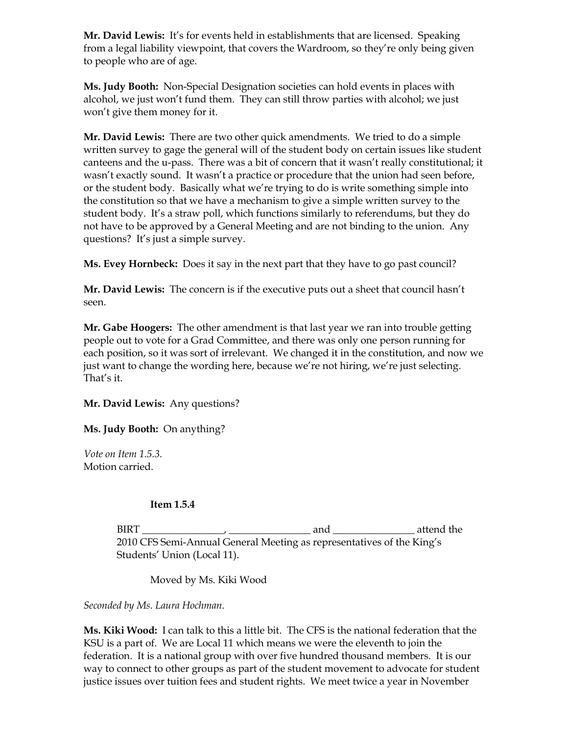**Mr. David Lewis:** It's for events held in establishments that are licensed. Speaking from a legal liability viewpoint, that covers the Wardroom, so they're only being given to people who are of age.

**Ms. Judy Booth:** Non-Special Designation societies can hold events in places with alcohol, we just won't fund them. They can still throw parties with alcohol; we just won't give them money for it.

**Mr. David Lewis:** There are two other quick amendments. We tried to do a simple written survey to gage the general will of the student body on certain issues like student canteens and the u-pass. There was a bit of concern that it wasn't really constitutional; it wasn't exactly sound. It wasn't a practice or procedure that the union had seen before, or the student body. Basically what we're trying to do is write something simple into the constitution so that we have a mechanism to give a simple written survey to the student body. It's a straw poll, which functions similarly to referendums, but they do not have to be approved by a General Meeting and are not binding to the union. Any questions? It's just a simple survey.

**Ms. Evey Hornbeck:** Does it say in the next part that they have to go past council?

**Mr. David Lewis:** The concern is if the executive puts out a sheet that council hasn't seen.

**Mr. Gabe Hoogers:** The other amendment is that last year we ran into trouble getting people out to vote for a Grad Committee, and there was only one person running for each position, so it was sort of irrelevant. We changed it in the constitution, and now we just want to change the wording here, because we're not hiring, we're just selecting. That's it.

**Mr. David Lewis:** Any questions?

**Ms. Judy Booth:** On anything?

*Vote on Item 1.5.3.*
Motion carried.

**Item 1.5.4**

> BIRT ________________, ________________ and ________________ attend the 2010 CFS Semi-Annual General Meeting as representatives of the King's Students' Union (Local 11).
>
> Moved by Ms. Kiki Wood

*Seconded by Ms. Laura Hochman.*

**Ms. Kiki Wood:** I can talk to this a little bit. The CFS is the national federation that the KSU is a part of. We are Local 11 which means we were the eleventh to join the federation. It is a national group with over five hundred thousand members. It is our way to connect to other groups as part of the student movement to advocate for student justice issues over tuition fees and student rights. We meet twice a year in November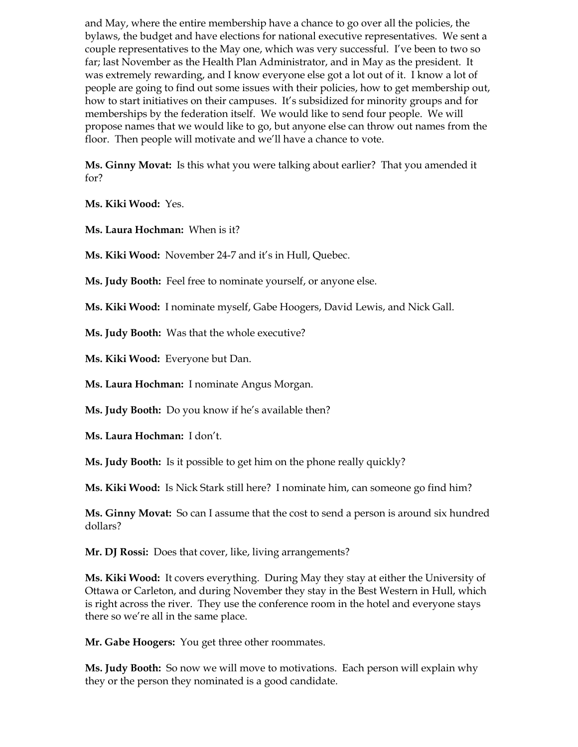and May, where the entire membership have a chance to go over all the policies, the bylaws, the budget and have elections for national executive representatives. We sent a couple representatives to the May one, which was very successful. I've been to two so far; last November as the Health Plan Administrator, and in May as the president. It was extremely rewarding, and I know everyone else got a lot out of it. I know a lot of people are going to find out some issues with their policies, how to get membership out, how to start initiatives on their campuses. It's subsidized for minority groups and for memberships by the federation itself. We would like to send four people. We will propose names that we would like to go, but anyone else can throw out names from the floor. Then people will motivate and we'll have a chance to vote.

**Ms. Ginny Movat:** Is this what you were talking about earlier? That you amended it for?

**Ms. Kiki Wood:** Yes.

**Ms. Laura Hochman:** When is it?

**Ms. Kiki Wood:** November 24-7 and it's in Hull, Quebec.

**Ms. Judy Booth:** Feel free to nominate yourself, or anyone else.

**Ms. Kiki Wood:** I nominate myself, Gabe Hoogers, David Lewis, and Nick Gall.

**Ms. Judy Booth:** Was that the whole executive?

**Ms. Kiki Wood:** Everyone but Dan.

**Ms. Laura Hochman:** I nominate Angus Morgan.

**Ms. Judy Booth:** Do you know if he's available then?

**Ms. Laura Hochman:** I don't.

**Ms. Judy Booth:** Is it possible to get him on the phone really quickly?

**Ms. Kiki Wood:** Is Nick Stark still here? I nominate him, can someone go find him?

**Ms. Ginny Movat:** So can I assume that the cost to send a person is around six hundred dollars?

**Mr. DJ Rossi:** Does that cover, like, living arrangements?

**Ms. Kiki Wood:** It covers everything. During May they stay at either the University of Ottawa or Carleton, and during November they stay in the Best Western in Hull, which is right across the river. They use the conference room in the hotel and everyone stays there so we're all in the same place.

**Mr. Gabe Hoogers:** You get three other roommates.

**Ms. Judy Booth:** So now we will move to motivations. Each person will explain why they or the person they nominated is a good candidate.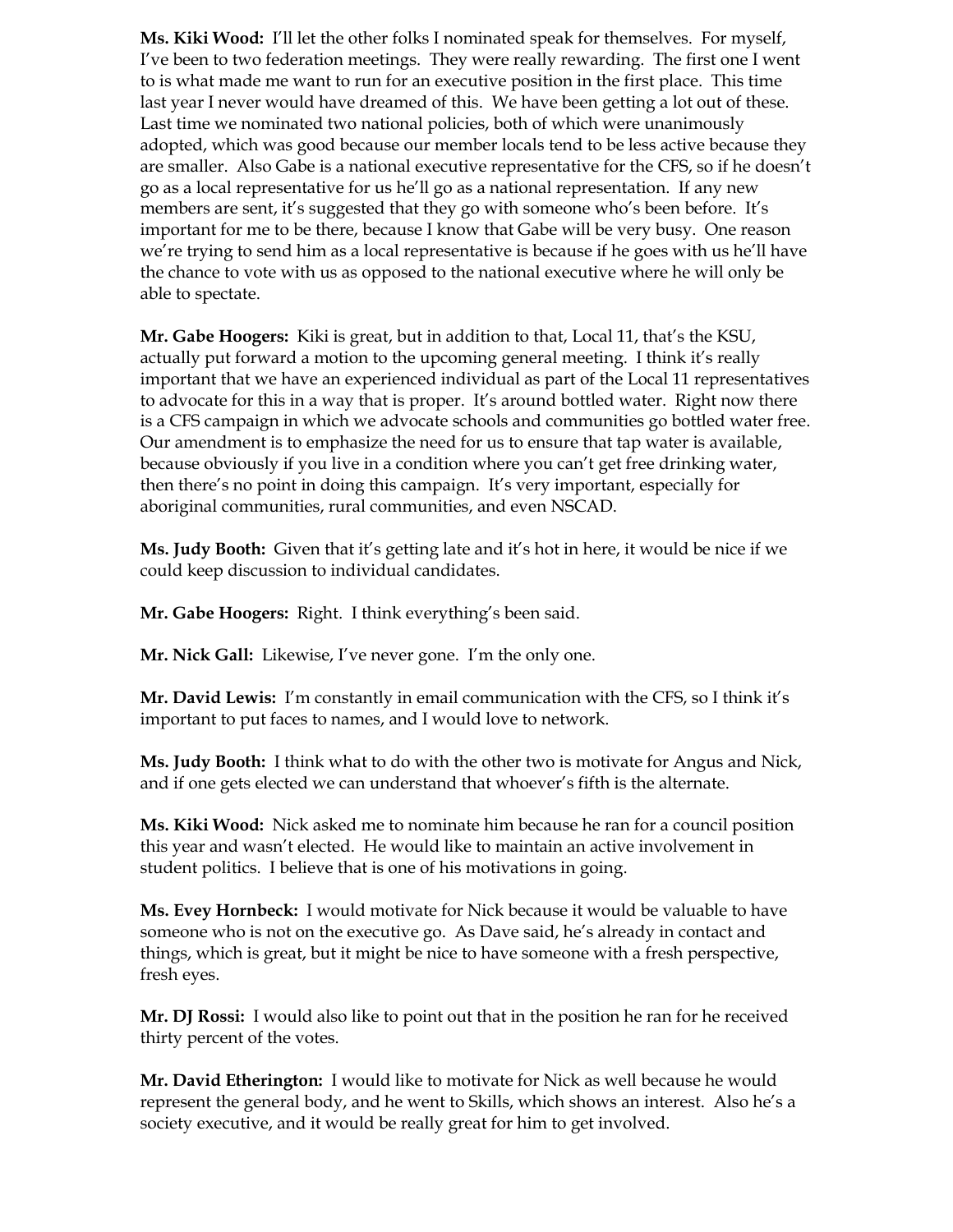**Ms. Kiki Wood:** I'll let the other folks I nominated speak for themselves. For myself, I've been to two federation meetings. They were really rewarding. The first one I went to is what made me want to run for an executive position in the first place. This time last year I never would have dreamed of this. We have been getting a lot out of these. Last time we nominated two national policies, both of which were unanimously adopted, which was good because our member locals tend to be less active because they are smaller. Also Gabe is a national executive representative for the CFS, so if he doesn't go as a local representative for us he'll go as a national representation. If any new members are sent, it's suggested that they go with someone who's been before. It's important for me to be there, because I know that Gabe will be very busy. One reason we're trying to send him as a local representative is because if he goes with us he'll have the chance to vote with us as opposed to the national executive where he will only be able to spectate.

**Mr. Gabe Hoogers:** Kiki is great, but in addition to that, Local 11, that's the KSU, actually put forward a motion to the upcoming general meeting. I think it's really important that we have an experienced individual as part of the Local 11 representatives to advocate for this in a way that is proper. It's around bottled water. Right now there is a CFS campaign in which we advocate schools and communities go bottled water free. Our amendment is to emphasize the need for us to ensure that tap water is available, because obviously if you live in a condition where you can't get free drinking water, then there's no point in doing this campaign. It's very important, especially for aboriginal communities, rural communities, and even NSCAD.

**Ms. Judy Booth:** Given that it's getting late and it's hot in here, it would be nice if we could keep discussion to individual candidates.

**Mr. Gabe Hoogers:** Right. I think everything's been said.

**Mr. Nick Gall:** Likewise, I've never gone. I'm the only one.

**Mr. David Lewis:** I'm constantly in email communication with the CFS, so I think it's important to put faces to names, and I would love to network.

**Ms. Judy Booth:** I think what to do with the other two is motivate for Angus and Nick, and if one gets elected we can understand that whoever's fifth is the alternate.

**Ms. Kiki Wood:** Nick asked me to nominate him because he ran for a council position this year and wasn't elected. He would like to maintain an active involvement in student politics. I believe that is one of his motivations in going.

**Ms. Evey Hornbeck:** I would motivate for Nick because it would be valuable to have someone who is not on the executive go. As Dave said, he's already in contact and things, which is great, but it might be nice to have someone with a fresh perspective, fresh eyes.

**Mr. DJ Rossi:** I would also like to point out that in the position he ran for he received thirty percent of the votes.

**Mr. David Etherington:** I would like to motivate for Nick as well because he would represent the general body, and he went to Skills, which shows an interest. Also he's a society executive, and it would be really great for him to get involved.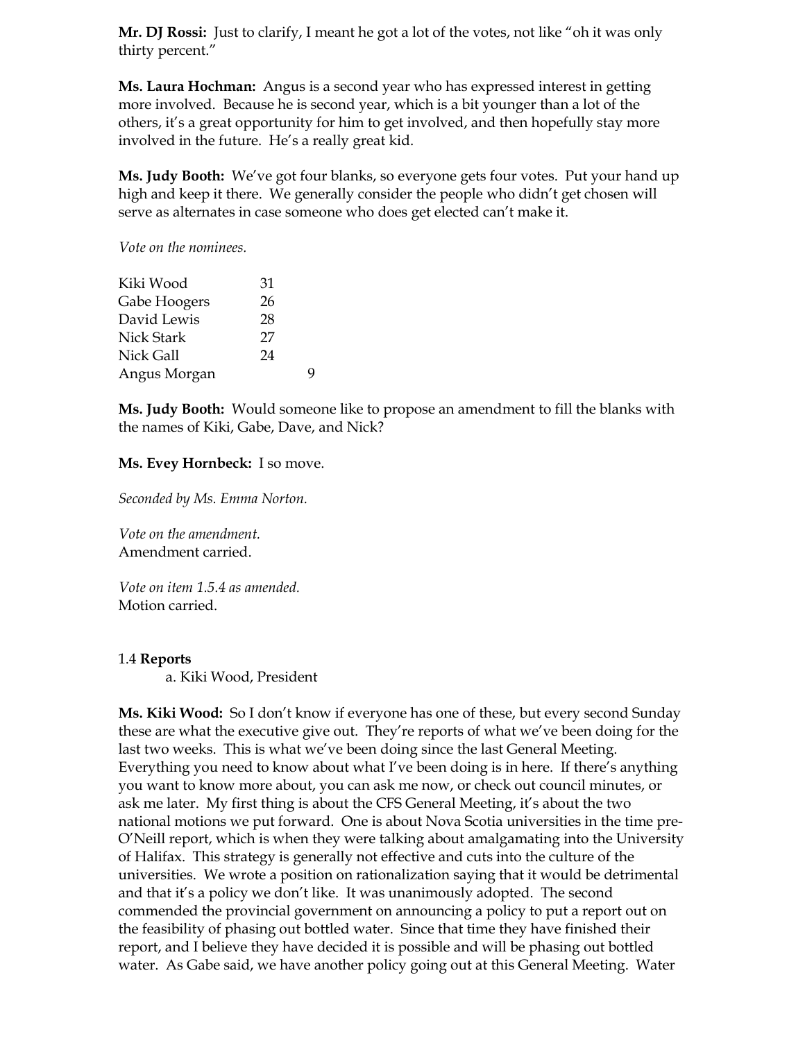**Mr. DJ Rossi:** Just to clarify, I meant he got a lot of the votes, not like "oh it was only thirty percent."

**Ms. Laura Hochman:** Angus is a second year who has expressed interest in getting more involved. Because he is second year, which is a bit younger than a lot of the others, it's a great opportunity for him to get involved, and then hopefully stay more involved in the future. He's a really great kid.

**Ms. Judy Booth:** We've got four blanks, so everyone gets four votes. Put your hand up high and keep it there. We generally consider the people who didn't get chosen will serve as alternates in case someone who does get elected can't make it.

*Vote on the nominees.*

| | |
|---|---|
| Kiki Wood | 31 |
| Gabe Hoogers | 26 |
| David Lewis | 28 |
| Nick Stark | 27 |
| Nick Gall | 24 |
| Angus Morgan | 9 |

**Ms. Judy Booth:** Would someone like to propose an amendment to fill the blanks with the names of Kiki, Gabe, Dave, and Nick?

**Ms. Evey Hornbeck:** I so move.

*Seconded by Ms. Emma Norton.*

*Vote on the amendment.*
Amendment carried.

*Vote on item 1.5.4 as amended.*
Motion carried.

1.4 **Reports**

a. Kiki Wood, President

**Ms. Kiki Wood:** So I don't know if everyone has one of these, but every second Sunday these are what the executive give out. They're reports of what we've been doing for the last two weeks. This is what we've been doing since the last General Meeting. Everything you need to know about what I've been doing is in here. If there's anything you want to know more about, you can ask me now, or check out council minutes, or ask me later. My first thing is about the CFS General Meeting, it's about the two national motions we put forward. One is about Nova Scotia universities in the time pre-O'Neill report, which is when they were talking about amalgamating into the University of Halifax. This strategy is generally not effective and cuts into the culture of the universities. We wrote a position on rationalization saying that it would be detrimental and that it's a policy we don't like. It was unanimously adopted. The second commended the provincial government on announcing a policy to put a report out on the feasibility of phasing out bottled water. Since that time they have finished their report, and I believe they have decided it is possible and will be phasing out bottled water. As Gabe said, we have another policy going out at this General Meeting. Water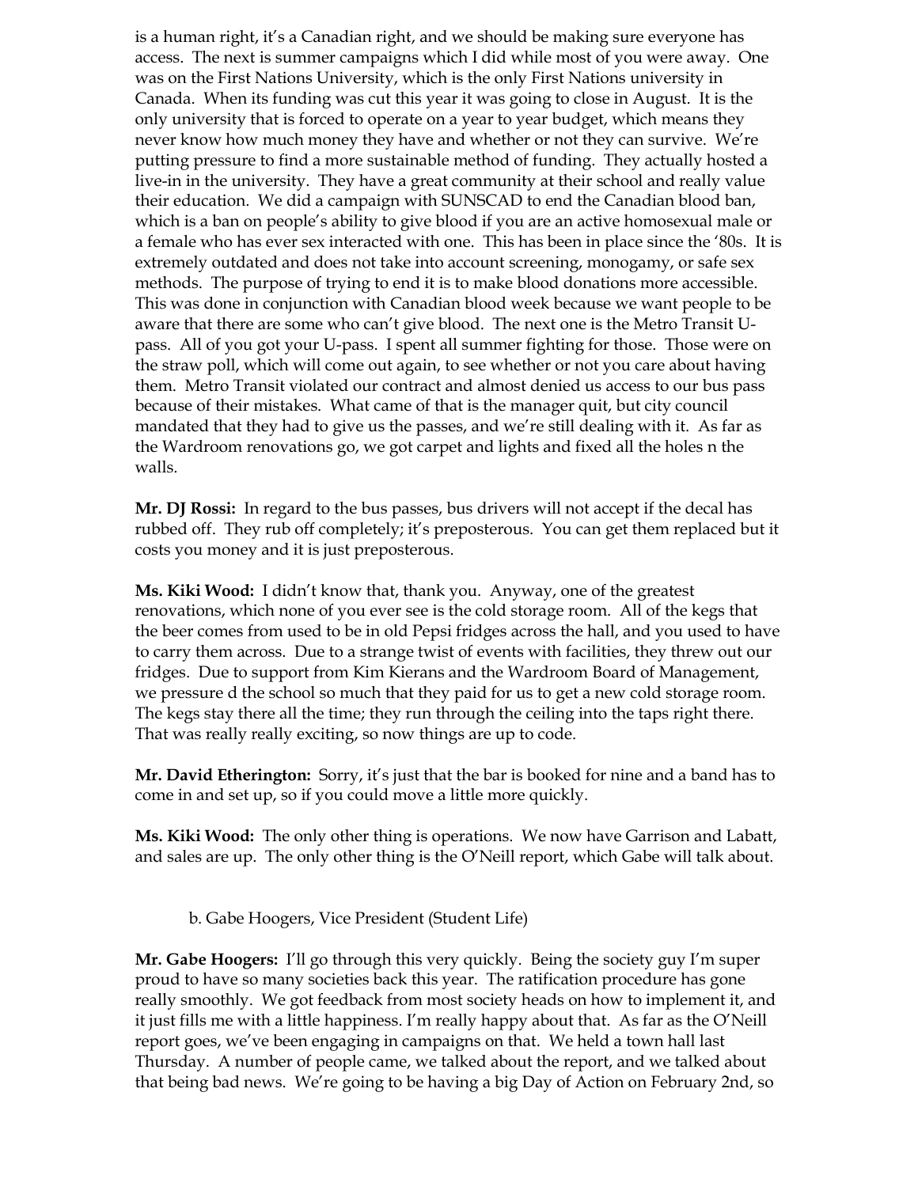is a human right, it's a Canadian right, and we should be making sure everyone has access. The next is summer campaigns which I did while most of you were away. One was on the First Nations University, which is the only First Nations university in Canada. When its funding was cut this year it was going to close in August. It is the only university that is forced to operate on a year to year budget, which means they never know how much money they have and whether or not they can survive. We're putting pressure to find a more sustainable method of funding. They actually hosted a live-in in the university. They have a great community at their school and really value their education. We did a campaign with SUNSCAD to end the Canadian blood ban, which is a ban on people's ability to give blood if you are an active homosexual male or a female who has ever sex interacted with one. This has been in place since the '80s. It is extremely outdated and does not take into account screening, monogamy, or safe sex methods. The purpose of trying to end it is to make blood donations more accessible. This was done in conjunction with Canadian blood week because we want people to be aware that there are some who can't give blood. The next one is the Metro Transit U-pass. All of you got your U-pass. I spent all summer fighting for those. Those were on the straw poll, which will come out again, to see whether or not you care about having them. Metro Transit violated our contract and almost denied us access to our bus pass because of their mistakes. What came of that is the manager quit, but city council mandated that they had to give us the passes, and we're still dealing with it. As far as the Wardroom renovations go, we got carpet and lights and fixed all the holes n the walls.

**Mr. DJ Rossi:** In regard to the bus passes, bus drivers will not accept if the decal has rubbed off. They rub off completely; it's preposterous. You can get them replaced but it costs you money and it is just preposterous.

**Ms. Kiki Wood:** I didn't know that, thank you. Anyway, one of the greatest renovations, which none of you ever see is the cold storage room. All of the kegs that the beer comes from used to be in old Pepsi fridges across the hall, and you used to have to carry them across. Due to a strange twist of events with facilities, they threw out our fridges. Due to support from Kim Kierans and the Wardroom Board of Management, we pressure d the school so much that they paid for us to get a new cold storage room. The kegs stay there all the time; they run through the ceiling into the taps right there. That was really really exciting, so now things are up to code.

**Mr. David Etherington:** Sorry, it's just that the bar is booked for nine and a band has to come in and set up, so if you could move a little more quickly.

**Ms. Kiki Wood:** The only other thing is operations. We now have Garrison and Labatt, and sales are up. The only other thing is the O'Neill report, which Gabe will talk about.

b. Gabe Hoogers, Vice President (Student Life)

**Mr. Gabe Hoogers:** I'll go through this very quickly. Being the society guy I'm super proud to have so many societies back this year. The ratification procedure has gone really smoothly. We got feedback from most society heads on how to implement it, and it just fills me with a little happiness. I'm really happy about that. As far as the O'Neill report goes, we've been engaging in campaigns on that. We held a town hall last Thursday. A number of people came, we talked about the report, and we talked about that being bad news. We're going to be having a big Day of Action on February 2nd, so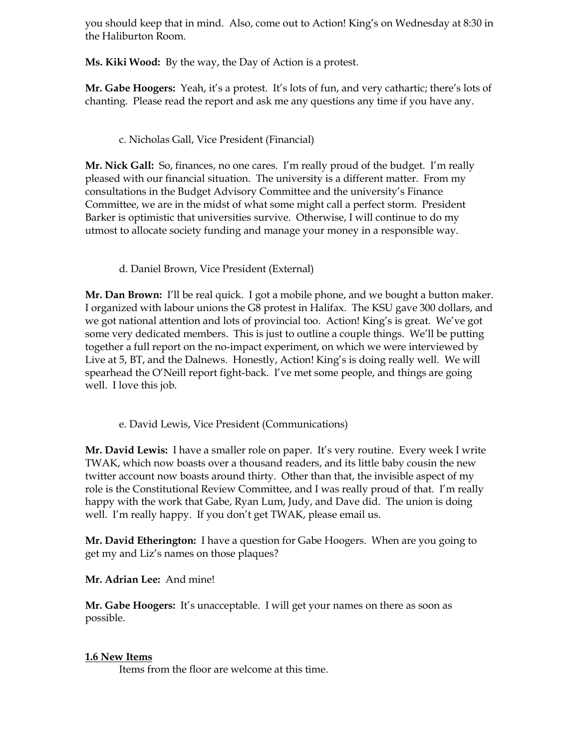you should keep that in mind. Also, come out to Action! King's on Wednesday at 8:30 in the Haliburton Room.

**Ms. Kiki Wood:** By the way, the Day of Action is a protest.

**Mr. Gabe Hoogers:** Yeah, it's a protest. It's lots of fun, and very cathartic; there's lots of chanting. Please read the report and ask me any questions any time if you have any.

c. Nicholas Gall, Vice President (Financial)

**Mr. Nick Gall:** So, finances, no one cares. I'm really proud of the budget. I'm really pleased with our financial situation. The university is a different matter. From my consultations in the Budget Advisory Committee and the university's Finance Committee, we are in the midst of what some might call a perfect storm. President Barker is optimistic that universities survive. Otherwise, I will continue to do my utmost to allocate society funding and manage your money in a responsible way.

d. Daniel Brown, Vice President (External)

**Mr. Dan Brown:** I'll be real quick. I got a mobile phone, and we bought a button maker. I organized with labour unions the G8 protest in Halifax. The KSU gave 300 dollars, and we got national attention and lots of provincial too. Action! King's is great. We've got some very dedicated members. This is just to outline a couple things. We'll be putting together a full report on the no-impact experiment, on which we were interviewed by Live at 5, BT, and the Dalnews. Honestly, Action! King's is doing really well. We will spearhead the O'Neill report fight-back. I've met some people, and things are going well. I love this job.

e. David Lewis, Vice President (Communications)

**Mr. David Lewis:** I have a smaller role on paper. It's very routine. Every week I write TWAK, which now boasts over a thousand readers, and its little baby cousin the new twitter account now boasts around thirty. Other than that, the invisible aspect of my role is the Constitutional Review Committee, and I was really proud of that. I'm really happy with the work that Gabe, Ryan Lum, Judy, and Dave did. The union is doing well. I'm really happy. If you don't get TWAK, please email us.

**Mr. David Etherington:** I have a question for Gabe Hoogers. When are you going to get my and Liz's names on those plaques?

**Mr. Adrian Lee:** And mine!

**Mr. Gabe Hoogers:** It's unacceptable. I will get your names on there as soon as possible.

**1.6 New Items**

Items from the floor are welcome at this time.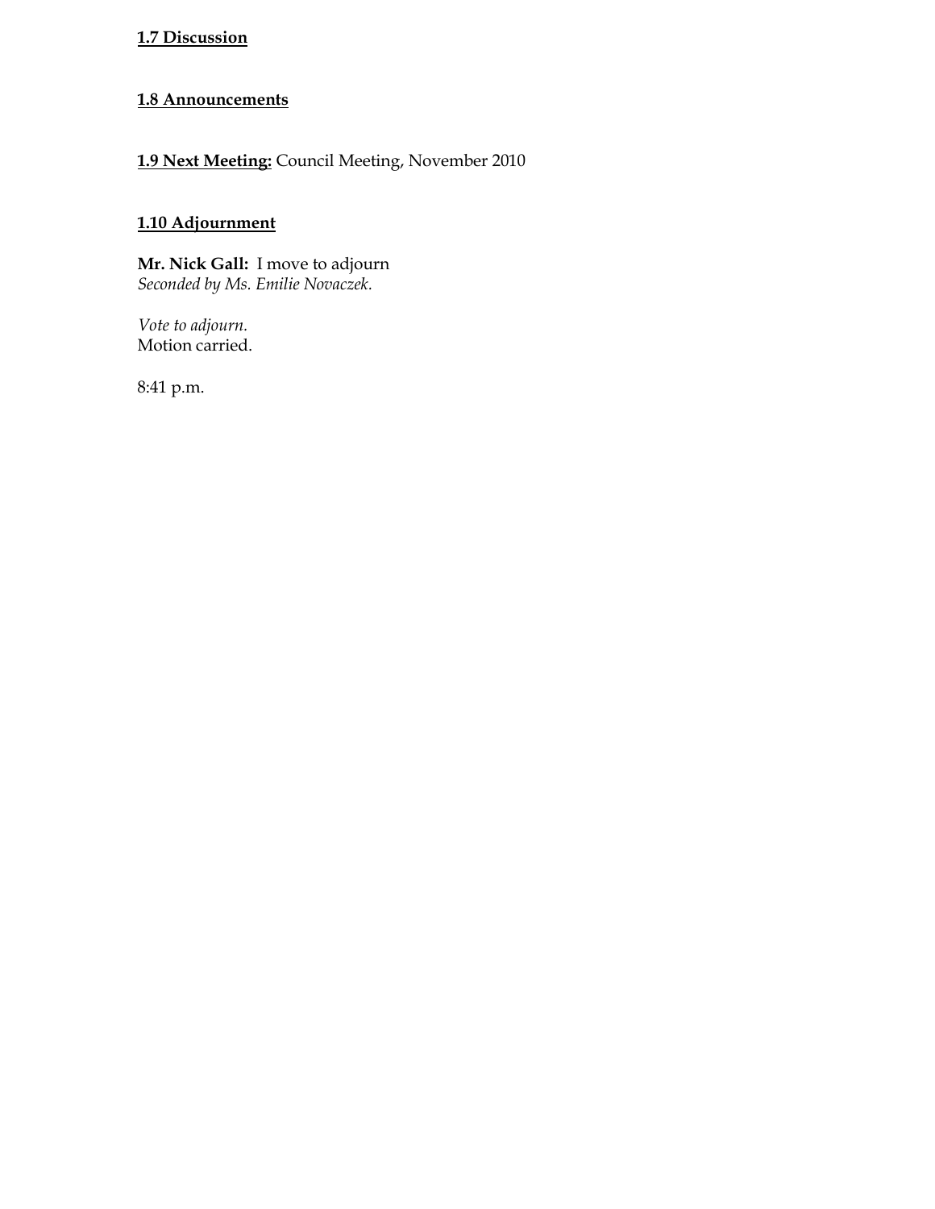**1.7 Discussion**

**1.8 Announcements**

**1.9 Next Meeting:** Council Meeting, November 2010

**1.10 Adjournment**

**Mr. Nick Gall:** I move to adjourn
*Seconded by Ms. Emilie Novaczek.*

*Vote to adjourn.*
Motion carried.

8:41 p.m.